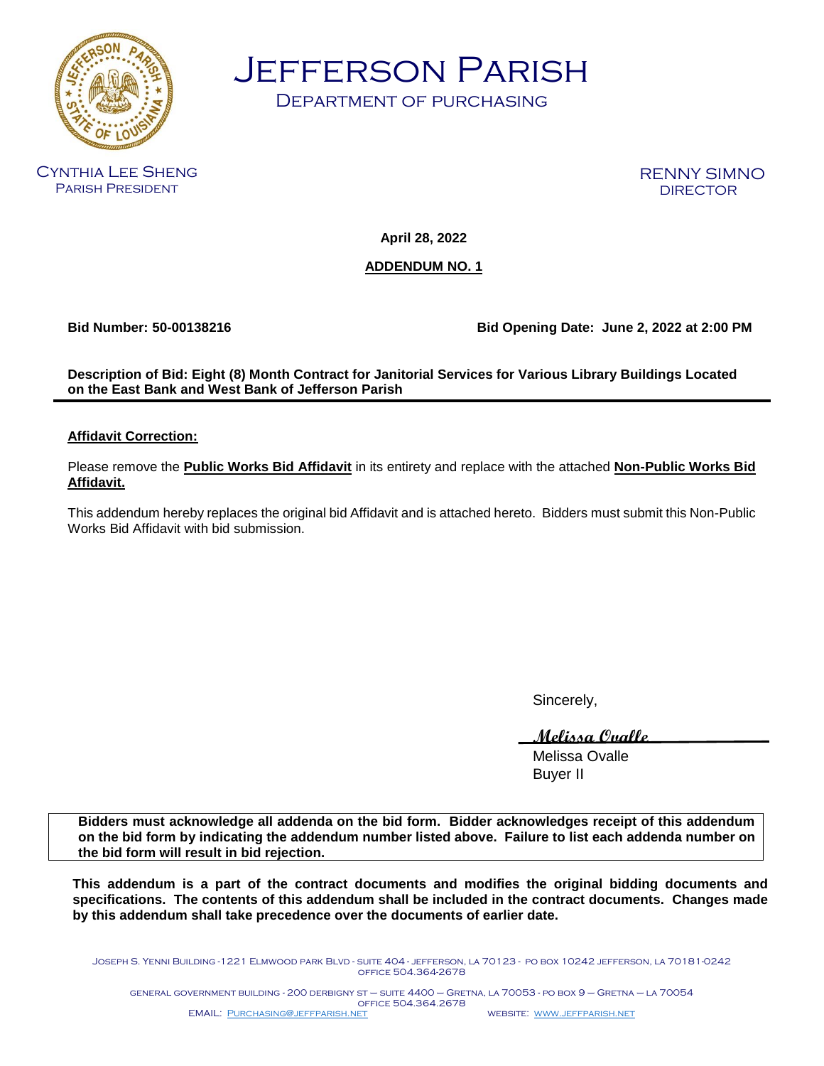# JEFFERSON PARISH

## DEPARTMENT OF PURCHASING

CYNTHIA LEE SHENG
PARISH PRESIDENT

RENNY SIMNO
DIRECTOR

**April 28, 2022**

**ADDENDUM NO. 1**

**Bid Number: 50-00138216** **Bid Opening Date: June 2, 2022 at 2:00 PM**

**Description of Bid: Eight (8) Month Contract for Janitorial Services for Various Library Buildings Located on the East Bank and West Bank of Jefferson Parish**

---

**Affidavit Correction:**

Please remove the **Public Works Bid Affidavit** in its entirety and replace with the attached **Non-Public Works Bid Affidavit.**

This addendum hereby replaces the original bid Affidavit and is attached hereto. Bidders must submit this Non-Public Works Bid Affidavit with bid submission.

Sincerely,

*Melissa Ovalle*

Melissa Ovalle
Buyer II

**Bidders must acknowledge all addenda on the bid form. Bidder acknowledges receipt of this addendum on the bid form by indicating the addendum number listed above. Failure to list each addenda number on the bid form will result in bid rejection.**

**This addendum is a part of the contract documents and modifies the original bidding documents and specifications. The contents of this addendum shall be included in the contract documents. Changes made by this addendum shall take precedence over the documents of earlier date.**

JOSEPH S. YENNI BUILDING -1221 ELMWOOD PARK BLVD - SUITE 404 - JEFFERSON, LA 70123 - PO BOX 10242 JEFFERSON, LA 70181-0242
OFFICE 504.364-2678

GENERAL GOVERNMENT BUILDING - 200 DERBIGNY ST – SUITE 4400 – GRETNA, LA 70053 - PO BOX 9 – GRETNA – LA 70054
OFFICE 504.364.2678

EMAIL: PURCHASING@JEFFPARISH.NET WEBSITE: WWW.JEFFPARISH.NET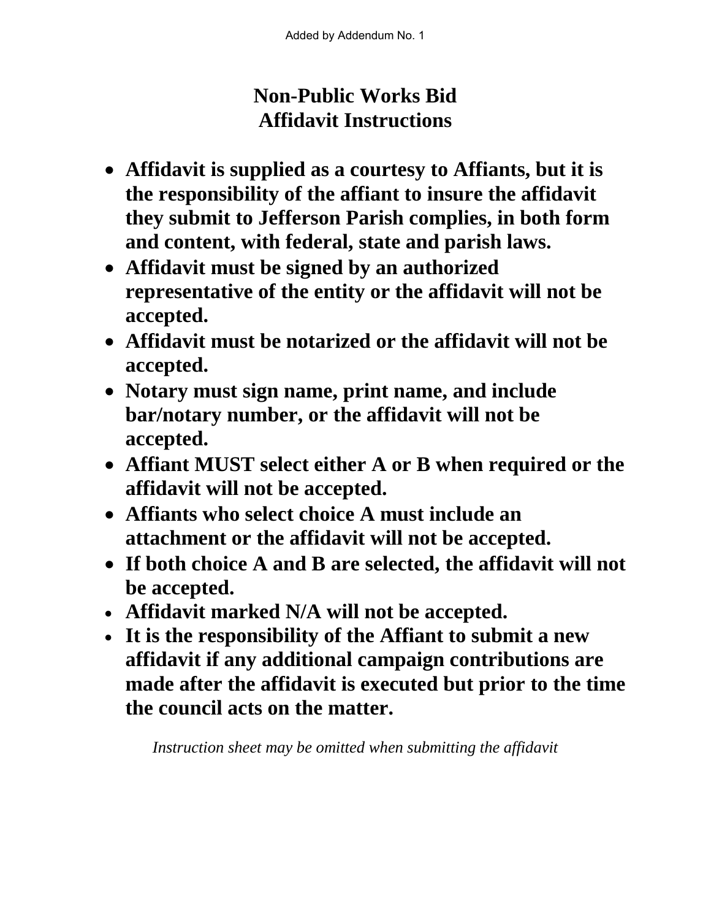Added by Addendum No. 1

# Non-Public Works Bid
# Affidavit Instructions

- **Affidavit is supplied as a courtesy to Affiants, but it is the responsibility of the affiant to insure the affidavit they submit to Jefferson Parish complies, in both form and content, with federal, state and parish laws.**
- **Affidavit must be signed by an authorized representative of the entity or the affidavit will not be accepted.**
- **Affidavit must be notarized or the affidavit will not be accepted.**
- **Notary must sign name, print name, and include bar/notary number, or the affidavit will not be accepted.**
- **Affiant MUST select either A or B when required or the affidavit will not be accepted.**
- **Affiants who select choice A must include an attachment or the affidavit will not be accepted.**
- **If both choice A and B are selected, the affidavit will not be accepted.**
- **Affidavit marked N/A will not be accepted.**
- **It is the responsibility of the Affiant to submit a new affidavit if any additional campaign contributions are made after the affidavit is executed but prior to the time the council acts on the matter.**

*Instruction sheet may be omitted when submitting the affidavit*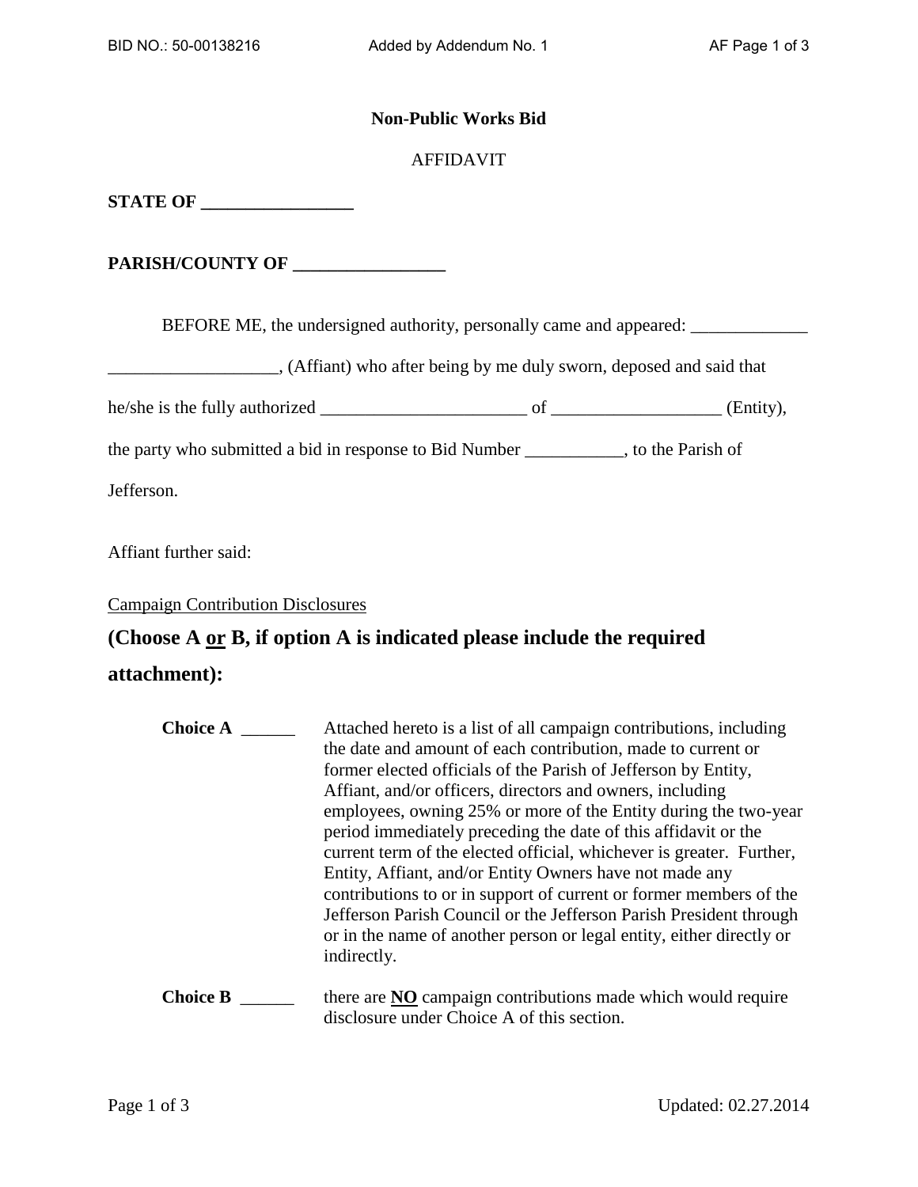**Non-Public Works Bid**

AFFIDAVIT

**STATE OF _________________**

**PARISH/COUNTY OF _________________**

BEFORE ME, the undersigned authority, personally came and appeared: _____________ ___________________, (Affiant) who after being by me duly sworn, deposed and said that he/she is the fully authorized _______________________ of ___________________ (Entity), the party who submitted a bid in response to Bid Number ___________, to the Parish of Jefferson.

Affiant further said:

Campaign Contribution Disclosures

## (Choose A <u>or</u> B, if option A is indicated please include the required attachment):

**Choice A** ______ Attached hereto is a list of all campaign contributions, including the date and amount of each contribution, made to current or former elected officials of the Parish of Jefferson by Entity, Affiant, and/or officers, directors and owners, including employees, owning 25% or more of the Entity during the two-year period immediately preceding the date of this affidavit or the current term of the elected official, whichever is greater. Further, Entity, Affiant, and/or Entity Owners have not made any contributions to or in support of current or former members of the Jefferson Parish Council or the Jefferson Parish President through or in the name of another person or legal entity, either directly or indirectly.

**Choice B** ______ there are <u>**NO**</u> campaign contributions made which would require disclosure under Choice A of this section.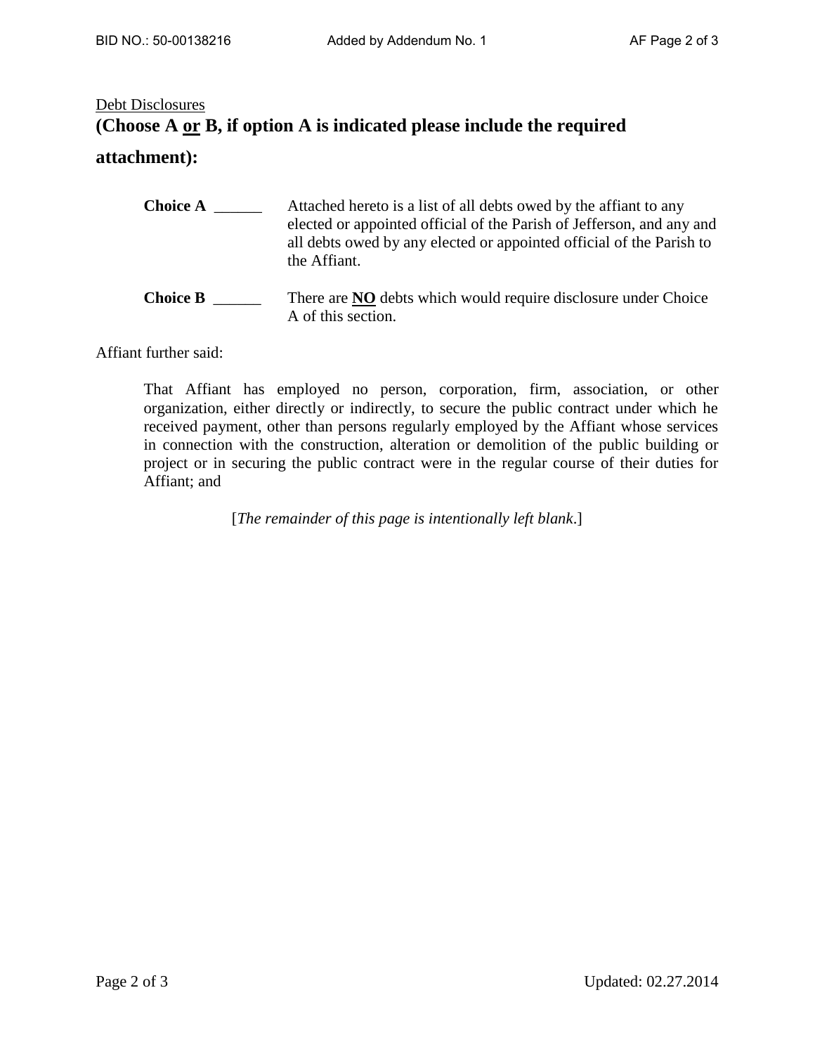Debt Disclosures

**(Choose A or B, if option A is indicated please include the required attachment):**

**Choice A** ______ Attached hereto is a list of all debts owed by the affiant to any elected or appointed official of the Parish of Jefferson, and any and all debts owed by any elected or appointed official of the Parish to the Affiant.

**Choice B** ______ There are **NO** debts which would require disclosure under Choice A of this section.

Affiant further said:

That Affiant has employed no person, corporation, firm, association, or other organization, either directly or indirectly, to secure the public contract under which he received payment, other than persons regularly employed by the Affiant whose services in connection with the construction, alteration or demolition of the public building or project or in securing the public contract were in the regular course of their duties for Affiant; and

[*The remainder of this page is intentionally left blank*.]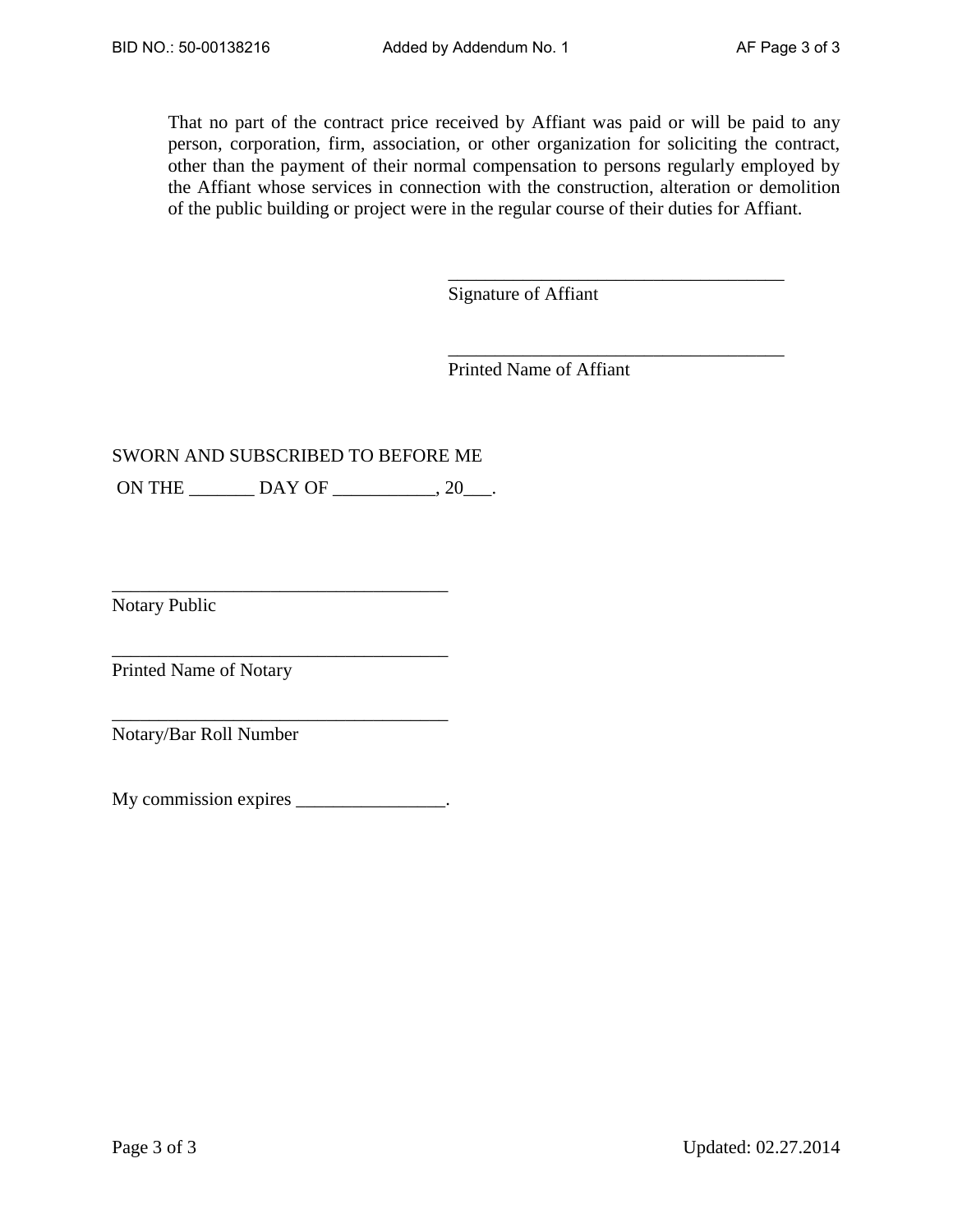That no part of the contract price received by Affiant was paid or will be paid to any person, corporation, firm, association, or other organization for soliciting the contract, other than the payment of their normal compensation to persons regularly employed by the Affiant whose services in connection with the construction, alteration or demolition of the public building or project were in the regular course of their duties for Affiant.

_____________________________________
Signature of Affiant

_____________________________________
Printed Name of Affiant

SWORN AND SUBSCRIBED TO BEFORE ME

ON THE _______ DAY OF ___________, 20___.

_____________________________________
Notary Public

_____________________________________
Printed Name of Notary

_____________________________________
Notary/Bar Roll Number

My commission expires ________________.

Updated: 02.27.2014